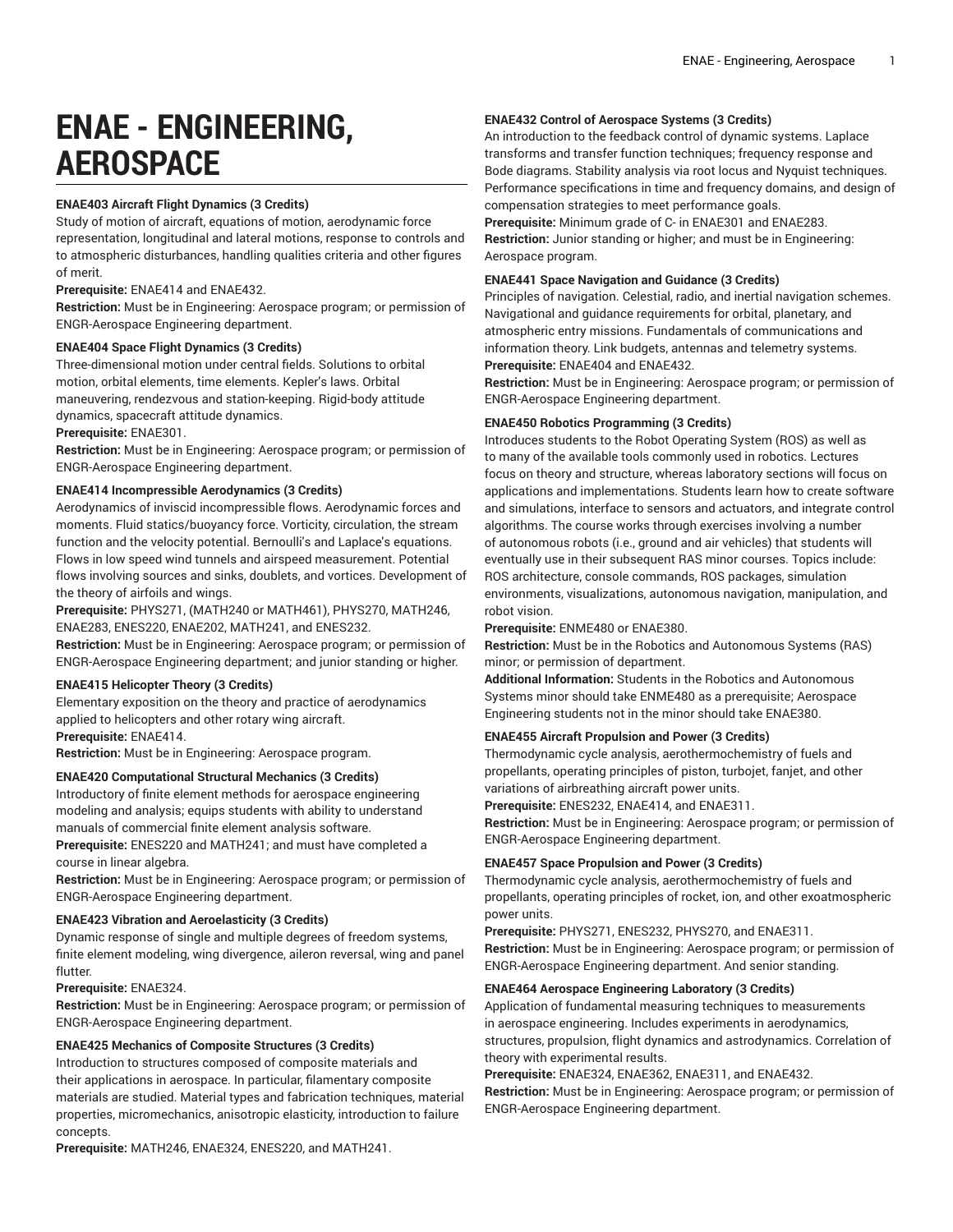# ENAE - ENGINEERING, AEROSPACE

**ENAE403 Aircraft Flight Dynamics (3 Credits)**
Study of motion of aircraft, equations of motion, aerodynamic force representation, longitudinal and lateral motions, response to controls and to atmospheric disturbances, handling qualities criteria and other figures of merit.
**Prerequisite:** ENAE414 and ENAE432.
**Restriction:** Must be in Engineering: Aerospace program; or permission of ENGR-Aerospace Engineering department.

**ENAE404 Space Flight Dynamics (3 Credits)**
Three-dimensional motion under central fields. Solutions to orbital motion, orbital elements, time elements. Kepler's laws. Orbital maneuvering, rendezvous and station-keeping. Rigid-body attitude dynamics, spacecraft attitude dynamics.
**Prerequisite:** ENAE301.
**Restriction:** Must be in Engineering: Aerospace program; or permission of ENGR-Aerospace Engineering department.

**ENAE414 Incompressible Aerodynamics (3 Credits)**
Aerodynamics of inviscid incompressible flows. Aerodynamic forces and moments. Fluid statics/buoyancy force. Vorticity, circulation, the stream function and the velocity potential. Bernoulli's and Laplace's equations. Flows in low speed wind tunnels and airspeed measurement. Potential flows involving sources and sinks, doublets, and vortices. Development of the theory of airfoils and wings.
**Prerequisite:** PHYS271, (MATH240 or MATH461), PHYS270, MATH246, ENAE283, ENES220, ENAE202, MATH241, and ENES232.
**Restriction:** Must be in Engineering: Aerospace program; or permission of ENGR-Aerospace Engineering department; and junior standing or higher.

**ENAE415 Helicopter Theory (3 Credits)**
Elementary exposition on the theory and practice of aerodynamics applied to helicopters and other rotary wing aircraft.
**Prerequisite:** ENAE414.
**Restriction:** Must be in Engineering: Aerospace program.

**ENAE420 Computational Structural Mechanics (3 Credits)**
Introductory of finite element methods for aerospace engineering modeling and analysis; equips students with ability to understand manuals of commercial finite element analysis software.
**Prerequisite:** ENES220 and MATH241; and must have completed a course in linear algebra.
**Restriction:** Must be in Engineering: Aerospace program; or permission of ENGR-Aerospace Engineering department.

**ENAE423 Vibration and Aeroelasticity (3 Credits)**
Dynamic response of single and multiple degrees of freedom systems, finite element modeling, wing divergence, aileron reversal, wing and panel flutter.
**Prerequisite:** ENAE324.
**Restriction:** Must be in Engineering: Aerospace program; or permission of ENGR-Aerospace Engineering department.

**ENAE425 Mechanics of Composite Structures (3 Credits)**
Introduction to structures composed of composite materials and their applications in aerospace. In particular, filamentary composite materials are studied. Material types and fabrication techniques, material properties, micromechanics, anisotropic elasticity, introduction to failure concepts.
**Prerequisite:** MATH246, ENAE324, ENES220, and MATH241.

**ENAE432 Control of Aerospace Systems (3 Credits)**
An introduction to the feedback control of dynamic systems. Laplace transforms and transfer function techniques; frequency response and Bode diagrams. Stability analysis via root locus and Nyquist techniques. Performance specifications in time and frequency domains, and design of compensation strategies to meet performance goals.
**Prerequisite:** Minimum grade of C- in ENAE301 and ENAE283.
**Restriction:** Junior standing or higher; and must be in Engineering: Aerospace program.

**ENAE441 Space Navigation and Guidance (3 Credits)**
Principles of navigation. Celestial, radio, and inertial navigation schemes. Navigational and guidance requirements for orbital, planetary, and atmospheric entry missions. Fundamentals of communications and information theory. Link budgets, antennas and telemetry systems.
**Prerequisite:** ENAE404 and ENAE432.
**Restriction:** Must be in Engineering: Aerospace program; or permission of ENGR-Aerospace Engineering department.

**ENAE450 Robotics Programming (3 Credits)**
Introduces students to the Robot Operating System (ROS) as well as to many of the available tools commonly used in robotics. Lectures focus on theory and structure, whereas laboratory sections will focus on applications and implementations. Students learn how to create software and simulations, interface to sensors and actuators, and integrate control algorithms. The course works through exercises involving a number of autonomous robots (i.e., ground and air vehicles) that students will eventually use in their subsequent RAS minor courses. Topics include: ROS architecture, console commands, ROS packages, simulation environments, visualizations, autonomous navigation, manipulation, and robot vision.
**Prerequisite:** ENME480 or ENAE380.
**Restriction:** Must be in the Robotics and Autonomous Systems (RAS) minor; or permission of department.
**Additional Information:** Students in the Robotics and Autonomous Systems minor should take ENME480 as a prerequisite; Aerospace Engineering students not in the minor should take ENAE380.

**ENAE455 Aircraft Propulsion and Power (3 Credits)**
Thermodynamic cycle analysis, aerothermochemistry of fuels and propellants, operating principles of piston, turbojet, fanjet, and other variations of airbreathing aircraft power units.
**Prerequisite:** ENES232, ENAE414, and ENAE311.
**Restriction:** Must be in Engineering: Aerospace program; or permission of ENGR-Aerospace Engineering department.

**ENAE457 Space Propulsion and Power (3 Credits)**
Thermodynamic cycle analysis, aerothermochemistry of fuels and propellants, operating principles of rocket, ion, and other exoatmospheric power units.
**Prerequisite:** PHYS271, ENES232, PHYS270, and ENAE311.
**Restriction:** Must be in Engineering: Aerospace program; or permission of ENGR-Aerospace Engineering department. And senior standing.

**ENAE464 Aerospace Engineering Laboratory (3 Credits)**
Application of fundamental measuring techniques to measurements in aerospace engineering. Includes experiments in aerodynamics, structures, propulsion, flight dynamics and astrodynamics. Correlation of theory with experimental results.
**Prerequisite:** ENAE324, ENAE362, ENAE311, and ENAE432.
**Restriction:** Must be in Engineering: Aerospace program; or permission of ENGR-Aerospace Engineering department.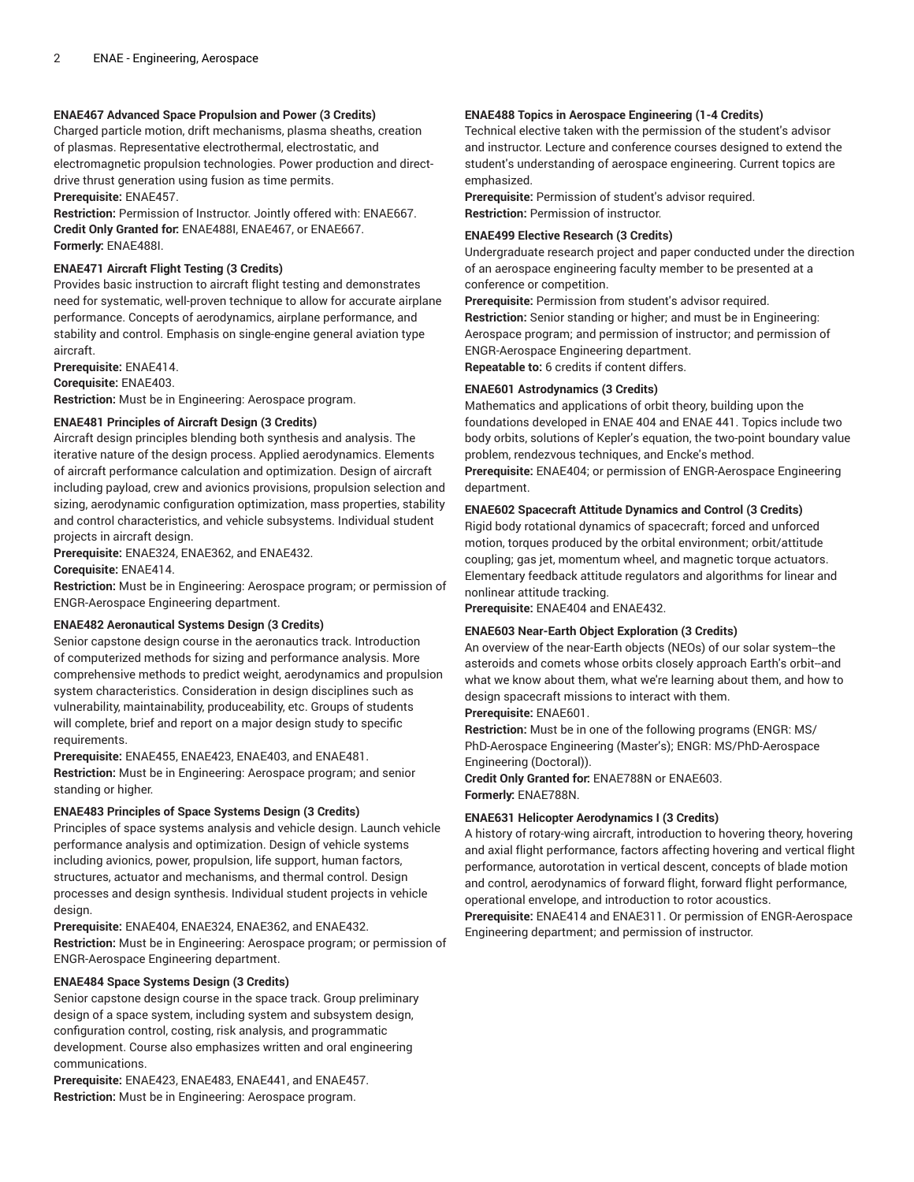### ENAE467 Advanced Space Propulsion and Power (3 Credits)

Charged particle motion, drift mechanisms, plasma sheaths, creation of plasmas. Representative electrothermal, electrostatic, and electromagnetic propulsion technologies. Power production and direct-drive thrust generation using fusion as time permits.

**Prerequisite:** ENAE457.
**Restriction:** Permission of Instructor. Jointly offered with: ENAE667.
**Credit Only Granted for:** ENAE488I, ENAE467, or ENAE667.
**Formerly:** ENAE488I.

### ENAE471 Aircraft Flight Testing (3 Credits)

Provides basic instruction to aircraft flight testing and demonstrates need for systematic, well-proven technique to allow for accurate airplane performance. Concepts of aerodynamics, airplane performance, and stability and control. Emphasis on single-engine general aviation type aircraft.

**Prerequisite:** ENAE414.
**Corequisite:** ENAE403.
**Restriction:** Must be in Engineering: Aerospace program.

### ENAE481 Principles of Aircraft Design (3 Credits)

Aircraft design principles blending both synthesis and analysis. The iterative nature of the design process. Applied aerodynamics. Elements of aircraft performance calculation and optimization. Design of aircraft including payload, crew and avionics provisions, propulsion selection and sizing, aerodynamic configuration optimization, mass properties, stability and control characteristics, and vehicle subsystems. Individual student projects in aircraft design.

**Prerequisite:** ENAE324, ENAE362, and ENAE432.
**Corequisite:** ENAE414.
**Restriction:** Must be in Engineering: Aerospace program; or permission of ENGR-Aerospace Engineering department.

### ENAE482 Aeronautical Systems Design (3 Credits)

Senior capstone design course in the aeronautics track. Introduction of computerized methods for sizing and performance analysis. More comprehensive methods to predict weight, aerodynamics and propulsion system characteristics. Consideration in design disciplines such as vulnerability, maintainability, produceability, etc. Groups of students will complete, brief and report on a major design study to specific requirements.

**Prerequisite:** ENAE455, ENAE423, ENAE403, and ENAE481.
**Restriction:** Must be in Engineering: Aerospace program; and senior standing or higher.

### ENAE483 Principles of Space Systems Design (3 Credits)

Principles of space systems analysis and vehicle design. Launch vehicle performance analysis and optimization. Design of vehicle systems including avionics, power, propulsion, life support, human factors, structures, actuator and mechanisms, and thermal control. Design processes and design synthesis. Individual student projects in vehicle design.

**Prerequisite:** ENAE404, ENAE324, ENAE362, and ENAE432.
**Restriction:** Must be in Engineering: Aerospace program; or permission of ENGR-Aerospace Engineering department.

### ENAE484 Space Systems Design (3 Credits)

Senior capstone design course in the space track. Group preliminary design of a space system, including system and subsystem design, configuration control, costing, risk analysis, and programmatic development. Course also emphasizes written and oral engineering communications.

**Prerequisite:** ENAE423, ENAE483, ENAE441, and ENAE457.
**Restriction:** Must be in Engineering: Aerospace program.

### ENAE488 Topics in Aerospace Engineering (1-4 Credits)

Technical elective taken with the permission of the student's advisor and instructor. Lecture and conference courses designed to extend the student's understanding of aerospace engineering. Current topics are emphasized.

**Prerequisite:** Permission of student's advisor required.
**Restriction:** Permission of instructor.

### ENAE499 Elective Research (3 Credits)

Undergraduate research project and paper conducted under the direction of an aerospace engineering faculty member to be presented at a conference or competition.

**Prerequisite:** Permission from student's advisor required.
**Restriction:** Senior standing or higher; and must be in Engineering: Aerospace program; and permission of instructor; and permission of ENGR-Aerospace Engineering department.
**Repeatable to:** 6 credits if content differs.

### ENAE601 Astrodynamics (3 Credits)

Mathematics and applications of orbit theory, building upon the foundations developed in ENAE 404 and ENAE 441. Topics include two body orbits, solutions of Kepler's equation, the two-point boundary value problem, rendezvous techniques, and Encke's method.

**Prerequisite:** ENAE404; or permission of ENGR-Aerospace Engineering department.

### ENAE602 Spacecraft Attitude Dynamics and Control (3 Credits)

Rigid body rotational dynamics of spacecraft; forced and unforced motion, torques produced by the orbital environment; orbit/attitude coupling; gas jet, momentum wheel, and magnetic torque actuators. Elementary feedback attitude regulators and algorithms for linear and nonlinear attitude tracking.

**Prerequisite:** ENAE404 and ENAE432.

### ENAE603 Near-Earth Object Exploration (3 Credits)

An overview of the near-Earth objects (NEOs) of our solar system--the asteroids and comets whose orbits closely approach Earth's orbit--and what we know about them, what we're learning about them, and how to design spacecraft missions to interact with them.

**Prerequisite:** ENAE601.
**Restriction:** Must be in one of the following programs (ENGR: MS/PhD-Aerospace Engineering (Master's); ENGR: MS/PhD-Aerospace Engineering (Doctoral)).
**Credit Only Granted for:** ENAE788N or ENAE603.
**Formerly:** ENAE788N.

### ENAE631 Helicopter Aerodynamics I (3 Credits)

A history of rotary-wing aircraft, introduction to hovering theory, hovering and axial flight performance, factors affecting hovering and vertical flight performance, autorotation in vertical descent, concepts of blade motion and control, aerodynamics of forward flight, forward flight performance, operational envelope, and introduction to rotor acoustics.

**Prerequisite:** ENAE414 and ENAE311. Or permission of ENGR-Aerospace Engineering department; and permission of instructor.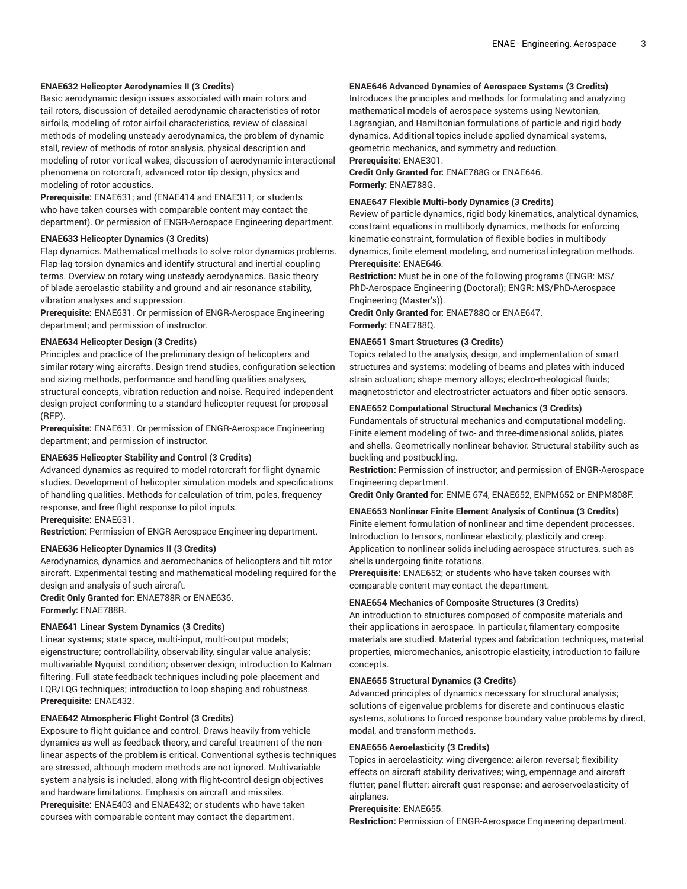**ENAE632 Helicopter Aerodynamics II (3 Credits)**
Basic aerodynamic design issues associated with main rotors and tail rotors, discussion of detailed aerodynamic characteristics of rotor airfoils, modeling of rotor airfoil characteristics, review of classical methods of modeling unsteady aerodynamics, the problem of dynamic stall, review of methods of rotor analysis, physical description and modeling of rotor vortical wakes, discussion of aerodynamic interactional phenomena on rotorcraft, advanced rotor tip design, physics and modeling of rotor acoustics.
**Prerequisite:** ENAE631; and (ENAE414 and ENAE311; or students who have taken courses with comparable content may contact the department). Or permission of ENGR-Aerospace Engineering department.

**ENAE633 Helicopter Dynamics (3 Credits)**
Flap dynamics. Mathematical methods to solve rotor dynamics problems. Flap-lag-torsion dynamics and identify structural and inertial coupling terms. Overview on rotary wing unsteady aerodynamics. Basic theory of blade aeroelastic stability and ground and air resonance stability, vibration analyses and suppression.
**Prerequisite:** ENAE631. Or permission of ENGR-Aerospace Engineering department; and permission of instructor.

**ENAE634 Helicopter Design (3 Credits)**
Principles and practice of the preliminary design of helicopters and similar rotary wing aircrafts. Design trend studies, configuration selection and sizing methods, performance and handling qualities analyses, structural concepts, vibration reduction and noise. Required independent design project conforming to a standard helicopter request for proposal (RFP).
**Prerequisite:** ENAE631. Or permission of ENGR-Aerospace Engineering department; and permission of instructor.

**ENAE635 Helicopter Stability and Control (3 Credits)**
Advanced dynamics as required to model rotorcraft for flight dynamic studies. Development of helicopter simulation models and specifications of handling qualities. Methods for calculation of trim, poles, frequency response, and free flight response to pilot inputs.
**Prerequisite:** ENAE631.
**Restriction:** Permission of ENGR-Aerospace Engineering department.

**ENAE636 Helicopter Dynamics II (3 Credits)**
Aerodynamics, dynamics and aeromechanics of helicopters and tilt rotor aircraft. Experimental testing and mathematical modeling required for the design and analysis of such aircraft.
**Credit Only Granted for:** ENAE788R or ENAE636.
**Formerly:** ENAE788R.

**ENAE641 Linear System Dynamics (3 Credits)**
Linear systems; state space, multi-input, multi-output models; eigenstructure; controllability, observability, singular value analysis; multivariable Nyquist condition; observer design; introduction to Kalman filtering. Full state feedback techniques including pole placement and LQR/LQG techniques; introduction to loop shaping and robustness.
**Prerequisite:** ENAE432.

**ENAE642 Atmospheric Flight Control (3 Credits)**
Exposure to flight guidance and control. Draws heavily from vehicle dynamics as well as feedback theory, and careful treatment of the non-linear aspects of the problem is critical. Conventional sythesis techniques are stressed, although modern methods are not ignored. Multivariable system analysis is included, along with flight-control design objectives and hardware limitations. Emphasis on aircraft and missiles.
**Prerequisite:** ENAE403 and ENAE432; or students who have taken courses with comparable content may contact the department.

**ENAE646 Advanced Dynamics of Aerospace Systems (3 Credits)**
Introduces the principles and methods for formulating and analyzing mathematical models of aerospace systems using Newtonian, Lagrangian, and Hamiltonian formulations of particle and rigid body dynamics. Additional topics include applied dynamical systems, geometric mechanics, and symmetry and reduction.
**Prerequisite:** ENAE301.
**Credit Only Granted for:** ENAE788G or ENAE646.
**Formerly:** ENAE788G.

**ENAE647 Flexible Multi-body Dynamics (3 Credits)**
Review of particle dynamics, rigid body kinematics, analytical dynamics, constraint equations in multibody dynamics, methods for enforcing kinematic constraint, formulation of flexible bodies in multibody dynamics, finite element modeling, and numerical integration methods.
**Prerequisite:** ENAE646.
**Restriction:** Must be in one of the following programs (ENGR: MS/PhD-Aerospace Engineering (Doctoral); ENGR: MS/PhD-Aerospace Engineering (Master's)).
**Credit Only Granted for:** ENAE788Q or ENAE647.
**Formerly:** ENAE788Q.

**ENAE651 Smart Structures (3 Credits)**
Topics related to the analysis, design, and implementation of smart structures and systems: modeling of beams and plates with induced strain actuation; shape memory alloys; electro-rheological fluids; magnetostrictor and electrostricter actuators and fiber optic sensors.

**ENAE652 Computational Structural Mechanics (3 Credits)**
Fundamentals of structural mechanics and computational modeling. Finite element modeling of two- and three-dimensional solids, plates and shells. Geometrically nonlinear behavior. Structural stability such as buckling and postbuckling.
**Restriction:** Permission of instructor; and permission of ENGR-Aerospace Engineering department.
**Credit Only Granted for:** ENME 674, ENAE652, ENPM652 or ENPM808F.

**ENAE653 Nonlinear Finite Element Analysis of Continua (3 Credits)**
Finite element formulation of nonlinear and time dependent processes. Introduction to tensors, nonlinear elasticity, plasticity and creep. Application to nonlinear solids including aerospace structures, such as shells undergoing finite rotations.
**Prerequisite:** ENAE652; or students who have taken courses with comparable content may contact the department.

**ENAE654 Mechanics of Composite Structures (3 Credits)**
An introduction to structures composed of composite materials and their applications in aerospace. In particular, filamentary composite materials are studied. Material types and fabrication techniques, material properties, micromechanics, anisotropic elasticity, introduction to failure concepts.

**ENAE655 Structural Dynamics (3 Credits)**
Advanced principles of dynamics necessary for structural analysis; solutions of eigenvalue problems for discrete and continuous elastic systems, solutions to forced response boundary value problems by direct, modal, and transform methods.

**ENAE656 Aeroelasticity (3 Credits)**
Topics in aeroelasticity: wing divergence; aileron reversal; flexibility effects on aircraft stability derivatives; wing, empennage and aircraft flutter; panel flutter; aircraft gust response; and aeroservoelasticity of airplanes.
**Prerequisite:** ENAE655.
**Restriction:** Permission of ENGR-Aerospace Engineering department.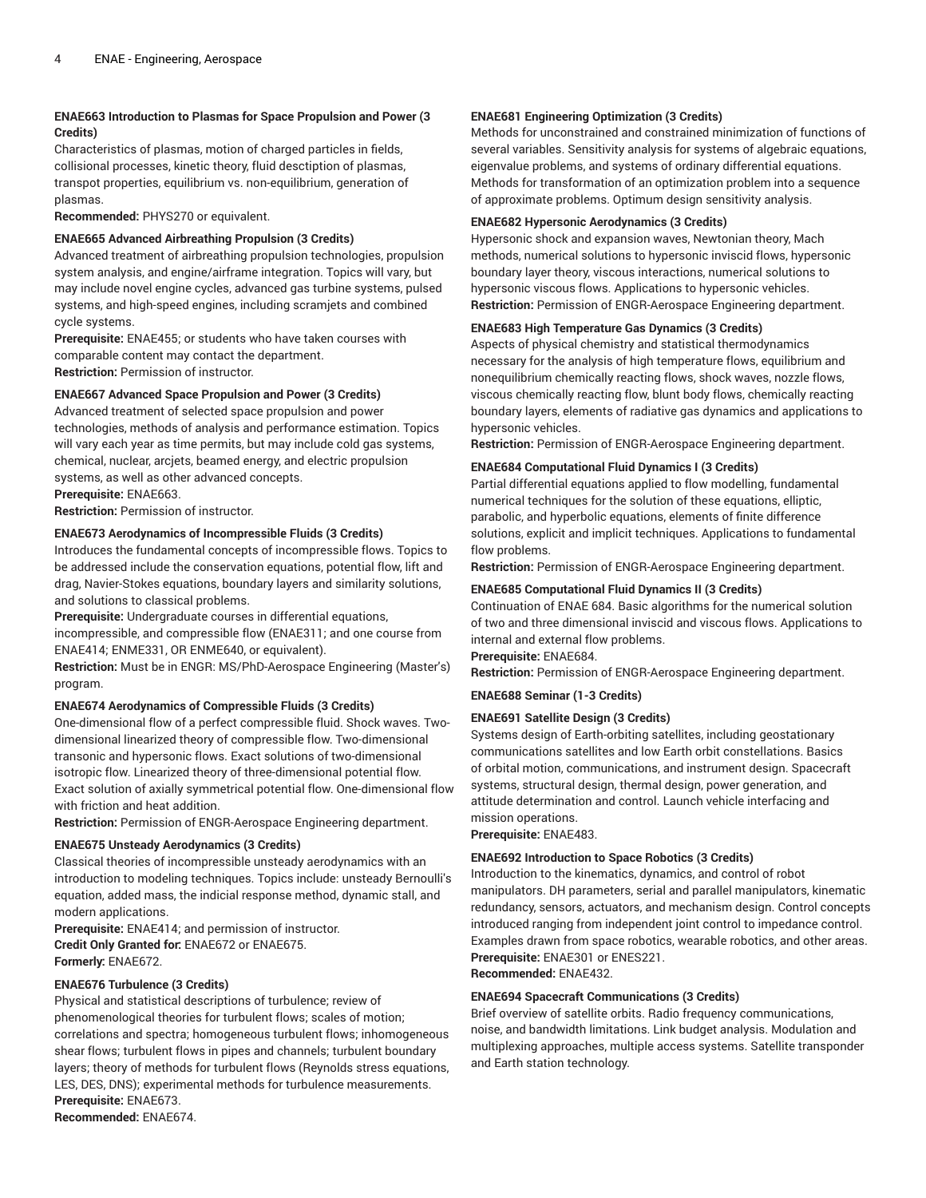**ENAE663 Introduction to Plasmas for Space Propulsion and Power (3 Credits)**

Characteristics of plasmas, motion of charged particles in fields, collisional processes, kinetic theory, fluid desctiption of plasmas, transpot properties, equilibrium vs. non-equilibrium, generation of plasmas.

**Recommended:** PHYS270 or equivalent.

**ENAE665 Advanced Airbreathing Propulsion (3 Credits)**

Advanced treatment of airbreathing propulsion technologies, propulsion system analysis, and engine/airframe integration. Topics will vary, but may include novel engine cycles, advanced gas turbine systems, pulsed systems, and high-speed engines, including scramjets and combined cycle systems.

**Prerequisite:** ENAE455; or students who have taken courses with comparable content may contact the department.

**Restriction:** Permission of instructor.

**ENAE667 Advanced Space Propulsion and Power (3 Credits)**

Advanced treatment of selected space propulsion and power technologies, methods of analysis and performance estimation. Topics will vary each year as time permits, but may include cold gas systems, chemical, nuclear, arcjets, beamed energy, and electric propulsion systems, as well as other advanced concepts.

**Prerequisite:** ENAE663.

**Restriction:** Permission of instructor.

**ENAE673 Aerodynamics of Incompressible Fluids (3 Credits)**

Introduces the fundamental concepts of incompressible flows. Topics to be addressed include the conservation equations, potential flow, lift and drag, Navier-Stokes equations, boundary layers and similarity solutions, and solutions to classical problems.

**Prerequisite:** Undergraduate courses in differential equations, incompressible, and compressible flow (ENAE311; and one course from ENAE414; ENME331, OR ENME640, or equivalent).

**Restriction:** Must be in ENGR: MS/PhD-Aerospace Engineering (Master's) program.

**ENAE674 Aerodynamics of Compressible Fluids (3 Credits)**

One-dimensional flow of a perfect compressible fluid. Shock waves. Two-dimensional linearized theory of compressible flow. Two-dimensional transonic and hypersonic flows. Exact solutions of two-dimensional isotropic flow. Linearized theory of three-dimensional potential flow. Exact solution of axially symmetrical potential flow. One-dimensional flow with friction and heat addition.

**Restriction:** Permission of ENGR-Aerospace Engineering department.

**ENAE675 Unsteady Aerodynamics (3 Credits)**

Classical theories of incompressible unsteady aerodynamics with an introduction to modeling techniques. Topics include: unsteady Bernoulli's equation, added mass, the indicial response method, dynamic stall, and modern applications.

**Prerequisite:** ENAE414; and permission of instructor.

**Credit Only Granted for:** ENAE672 or ENAE675.

**Formerly:** ENAE672.

**ENAE676 Turbulence (3 Credits)**

Physical and statistical descriptions of turbulence; review of phenomenological theories for turbulent flows; scales of motion; correlations and spectra; homogeneous turbulent flows; inhomogeneous shear flows; turbulent flows in pipes and channels; turbulent boundary layers; theory of methods for turbulent flows (Reynolds stress equations, LES, DES, DNS); experimental methods for turbulence measurements.

**Prerequisite:** ENAE673.

**Recommended:** ENAE674.

**ENAE681 Engineering Optimization (3 Credits)**

Methods for unconstrained and constrained minimization of functions of several variables. Sensitivity analysis for systems of algebraic equations, eigenvalue problems, and systems of ordinary differential equations. Methods for transformation of an optimization problem into a sequence of approximate problems. Optimum design sensitivity analysis.

**ENAE682 Hypersonic Aerodynamics (3 Credits)**

Hypersonic shock and expansion waves, Newtonian theory, Mach methods, numerical solutions to hypersonic inviscid flows, hypersonic boundary layer theory, viscous interactions, numerical solutions to hypersonic viscous flows. Applications to hypersonic vehicles.

**Restriction:** Permission of ENGR-Aerospace Engineering department.

**ENAE683 High Temperature Gas Dynamics (3 Credits)**

Aspects of physical chemistry and statistical thermodynamics necessary for the analysis of high temperature flows, equilibrium and nonequilibrium chemically reacting flows, shock waves, nozzle flows, viscous chemically reacting flow, blunt body flows, chemically reacting boundary layers, elements of radiative gas dynamics and applications to hypersonic vehicles.

**Restriction:** Permission of ENGR-Aerospace Engineering department.

**ENAE684 Computational Fluid Dynamics I (3 Credits)**

Partial differential equations applied to flow modelling, fundamental numerical techniques for the solution of these equations, elliptic, parabolic, and hyperbolic equations, elements of finite difference solutions, explicit and implicit techniques. Applications to fundamental flow problems.

**Restriction:** Permission of ENGR-Aerospace Engineering department.

**ENAE685 Computational Fluid Dynamics II (3 Credits)**

Continuation of ENAE 684. Basic algorithms for the numerical solution of two and three dimensional inviscid and viscous flows. Applications to internal and external flow problems.

**Prerequisite:** ENAE684.

**Restriction:** Permission of ENGR-Aerospace Engineering department.

**ENAE688 Seminar (1-3 Credits)**

**ENAE691 Satellite Design (3 Credits)**

Systems design of Earth-orbiting satellites, including geostationary communications satellites and low Earth orbit constellations. Basics of orbital motion, communications, and instrument design. Spacecraft systems, structural design, thermal design, power generation, and attitude determination and control. Launch vehicle interfacing and mission operations.

**Prerequisite:** ENAE483.

**ENAE692 Introduction to Space Robotics (3 Credits)**

Introduction to the kinematics, dynamics, and control of robot manipulators. DH parameters, serial and parallel manipulators, kinematic redundancy, sensors, actuators, and mechanism design. Control concepts introduced ranging from independent joint control to impedance control. Examples drawn from space robotics, wearable robotics, and other areas.

**Prerequisite:** ENAE301 or ENES221.

**Recommended:** ENAE432.

**ENAE694 Spacecraft Communications (3 Credits)**

Brief overview of satellite orbits. Radio frequency communications, noise, and bandwidth limitations. Link budget analysis. Modulation and multiplexing approaches, multiple access systems. Satellite transponder and Earth station technology.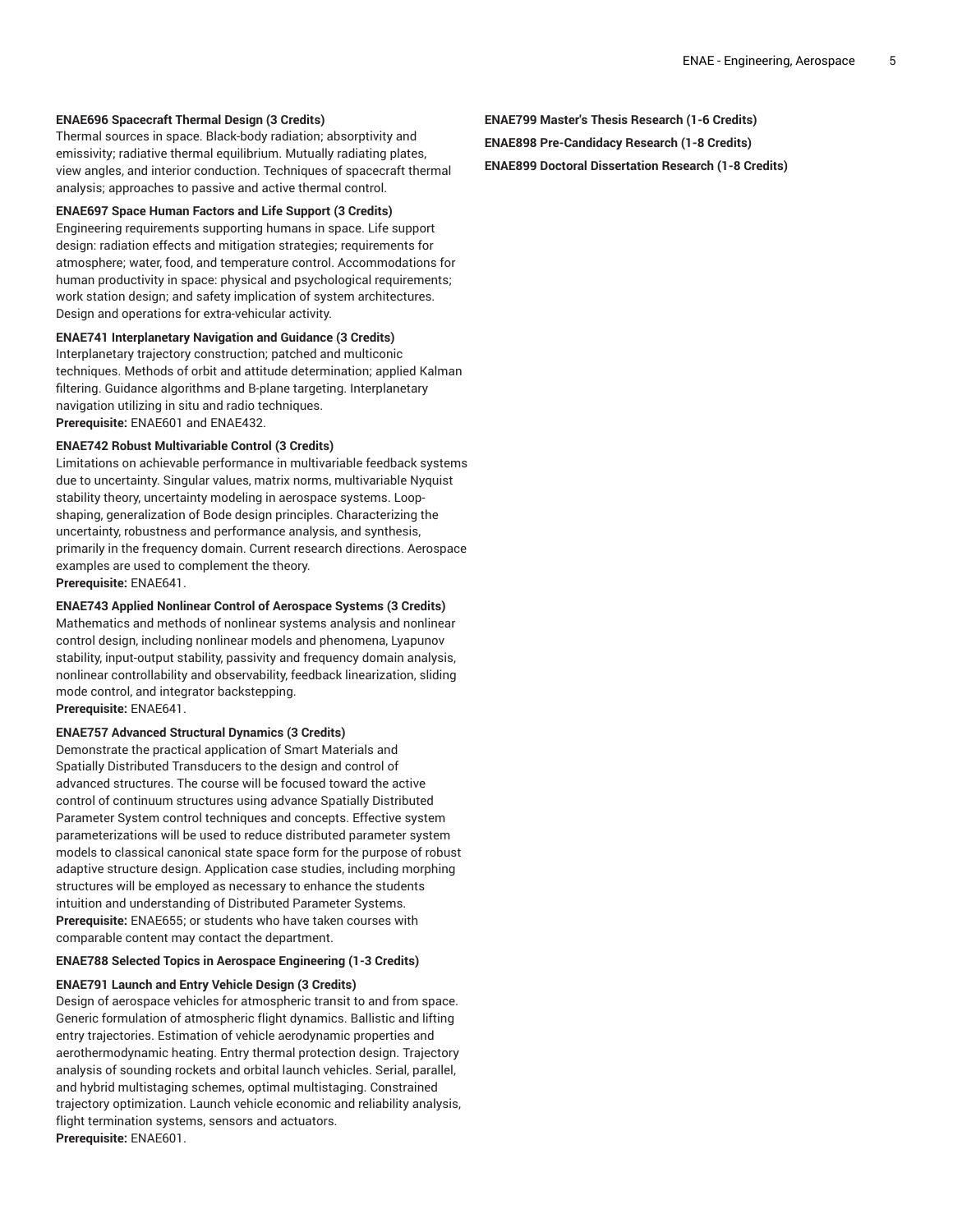**ENAE696 Spacecraft Thermal Design (3 Credits)**

Thermal sources in space. Black-body radiation; absorptivity and emissivity; radiative thermal equilibrium. Mutually radiating plates, view angles, and interior conduction. Techniques of spacecraft thermal analysis; approaches to passive and active thermal control.

**ENAE697 Space Human Factors and Life Support (3 Credits)**

Engineering requirements supporting humans in space. Life support design: radiation effects and mitigation strategies; requirements for atmosphere; water, food, and temperature control. Accommodations for human productivity in space: physical and psychological requirements; work station design; and safety implication of system architectures. Design and operations for extra-vehicular activity.

**ENAE741 Interplanetary Navigation and Guidance (3 Credits)**

Interplanetary trajectory construction; patched and multiconic techniques. Methods of orbit and attitude determination; applied Kalman filtering. Guidance algorithms and B-plane targeting. Interplanetary navigation utilizing in situ and radio techniques.

**Prerequisite:** ENAE601 and ENAE432.

**ENAE742 Robust Multivariable Control (3 Credits)**

Limitations on achievable performance in multivariable feedback systems due to uncertainty. Singular values, matrix norms, multivariable Nyquist stability theory, uncertainty modeling in aerospace systems. Loop-shaping, generalization of Bode design principles. Characterizing the uncertainty, robustness and performance analysis, and synthesis, primarily in the frequency domain. Current research directions. Aerospace examples are used to complement the theory.

**Prerequisite:** ENAE641.

**ENAE743 Applied Nonlinear Control of Aerospace Systems (3 Credits)**

Mathematics and methods of nonlinear systems analysis and nonlinear control design, including nonlinear models and phenomena, Lyapunov stability, input-output stability, passivity and frequency domain analysis, nonlinear controllability and observability, feedback linearization, sliding mode control, and integrator backstepping.

**Prerequisite:** ENAE641.

**ENAE757 Advanced Structural Dynamics (3 Credits)**

Demonstrate the practical application of Smart Materials and Spatially Distributed Transducers to the design and control of advanced structures. The course will be focused toward the active control of continuum structures using advance Spatially Distributed Parameter System control techniques and concepts. Effective system parameterizations will be used to reduce distributed parameter system models to classical canonical state space form for the purpose of robust adaptive structure design. Application case studies, including morphing structures will be employed as necessary to enhance the students intuition and understanding of Distributed Parameter Systems.

**Prerequisite:** ENAE655; or students who have taken courses with comparable content may contact the department.

**ENAE788 Selected Topics in Aerospace Engineering (1-3 Credits)**

**ENAE791 Launch and Entry Vehicle Design (3 Credits)**

Design of aerospace vehicles for atmospheric transit to and from space. Generic formulation of atmospheric flight dynamics. Ballistic and lifting entry trajectories. Estimation of vehicle aerodynamic properties and aerothermodynamic heating. Entry thermal protection design. Trajectory analysis of sounding rockets and orbital launch vehicles. Serial, parallel, and hybrid multistaging schemes, optimal multistaging. Constrained trajectory optimization. Launch vehicle economic and reliability analysis, flight termination systems, sensors and actuators.

**Prerequisite:** ENAE601.

**ENAE799 Master's Thesis Research (1-6 Credits)**

**ENAE898 Pre-Candidacy Research (1-8 Credits)**

**ENAE899 Doctoral Dissertation Research (1-8 Credits)**